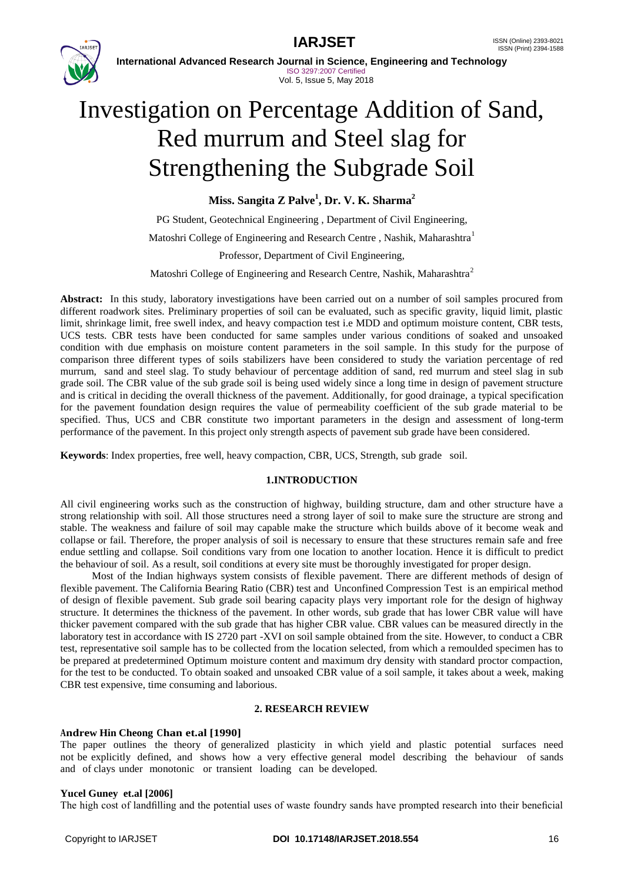# Investigation on Percentage Addition of Sand, Red murrum and Steel slag for Strengthening the Subgrade Soil

**Miss. Sangita Z Palve[1], Dr. V. K. Sharma[2]**

PG Student, Geotechnical Engineering , Department of Civil Engineering,

Matoshri College of Engineering and Research Centre , Nashik, Maharashtra[1]

Professor, Department of Civil Engineering,

Matoshri College of Engineering and Research Centre, Nashik, Maharashtra[2]

**Abstract:** In this study, laboratory investigations have been carried out on a number of soil samples procured from different roadwork sites. Preliminary properties of soil can be evaluated, such as specific gravity, liquid limit, plastic limit, shrinkage limit, free swell index, and heavy compaction test i.e MDD and optimum moisture content, CBR tests, UCS tests. CBR tests have been conducted for same samples under various conditions of soaked and unsoaked condition with due emphasis on moisture content parameters in the soil sample. In this study for the purpose of comparison three different types of soils stabilizers have been considered to study the variation percentage of red murrum, sand and steel slag. To study behaviour of percentage addition of sand, red murrum and steel slag in sub grade soil. The CBR value of the sub grade soil is being used widely since a long time in design of pavement structure and is critical in deciding the overall thickness of the pavement. Additionally, for good drainage, a typical specification for the pavement foundation design requires the value of permeability coefficient of the sub grade material to be specified. Thus, UCS and CBR constitute two important parameters in the design and assessment of long-term performance of the pavement. In this project only strength aspects of pavement sub grade have been considered.

**Keywords**: Index properties, free well, heavy compaction, CBR, UCS, Strength, sub grade soil.

## 1.INTRODUCTION

All civil engineering works such as the construction of highway, building structure, dam and other structure have a strong relationship with soil. All those structures need a strong layer of soil to make sure the structure are strong and stable. The weakness and failure of soil may capable make the structure which builds above of it become weak and collapse or fail. Therefore, the proper analysis of soil is necessary to ensure that these structures remain safe and free endue settling and collapse. Soil conditions vary from one location to another location. Hence it is difficult to predict the behaviour of soil. As a result, soil conditions at every site must be thoroughly investigated for proper design.

Most of the Indian highways system consists of flexible pavement. There are different methods of design of flexible pavement. The California Bearing Ratio (CBR) test and Unconfined Compression Test is an empirical method of design of flexible pavement. Sub grade soil bearing capacity plays very important role for the design of highway structure. It determines the thickness of the pavement. In other words, sub grade that has lower CBR value will have thicker pavement compared with the sub grade that has higher CBR value. CBR values can be measured directly in the laboratory test in accordance with IS 2720 part -XVI on soil sample obtained from the site. However, to conduct a CBR test, representative soil sample has to be collected from the location selected, from which a remoulded specimen has to be prepared at predetermined Optimum moisture content and maximum dry density with standard proctor compaction, for the test to be conducted. To obtain soaked and unsoaked CBR value of a soil sample, it takes about a week, making CBR test expensive, time consuming and laborious.

## 2. RESEARCH REVIEW

**Andrew Hin Cheong Chan et.al [1990]**

The paper outlines the theory of generalized plasticity in which yield and plastic potential surfaces need not be explicitly defined, and shows how a very effective general model describing the behaviour of sands and of clays under monotonic or transient loading can be developed.

**Yucel Guney et.al [2006]**

The high cost of landfilling and the potential uses of waste foundry sands have prompted research into their beneficial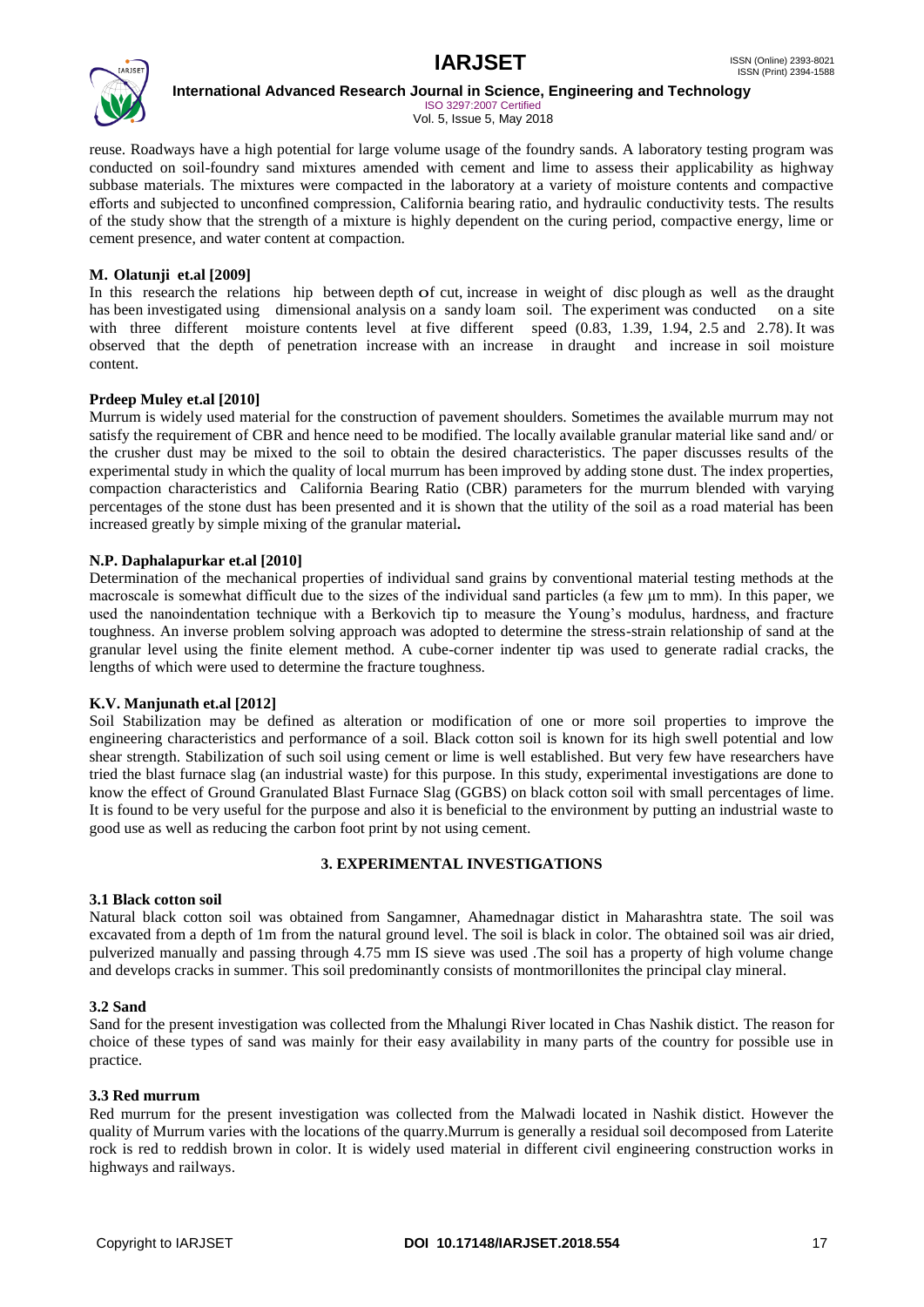reuse. Roadways have a high potential for large volume usage of the foundry sands. A laboratory testing program was conducted on soil-foundry sand mixtures amended with cement and lime to assess their applicability as highway subbase materials. The mixtures were compacted in the laboratory at a variety of moisture contents and compactive efforts and subjected to unconfined compression, California bearing ratio, and hydraulic conductivity tests. The results of the study show that the strength of a mixture is highly dependent on the curing period, compactive energy, lime or cement presence, and water content at compaction.

**M. Olatunji et.al [2009]**

In this research the relations hip between depth of cut, increase in weight of disc plough as well as the draught has been investigated using dimensional analysis on a sandy loam soil. The experiment was conducted on a site with three different moisture contents level at five different speed (0.83, 1.39, 1.94, 2.5 and 2.78). It was observed that the depth of penetration increase with an increase in draught and increase in soil moisture content.

**Prdeep Muley et.al [2010]**

Murrum is widely used material for the construction of pavement shoulders. Sometimes the available murrum may not satisfy the requirement of CBR and hence need to be modified. The locally available granular material like sand and/ or the crusher dust may be mixed to the soil to obtain the desired characteristics. The paper discusses results of the experimental study in which the quality of local murrum has been improved by adding stone dust. The index properties, compaction characteristics and California Bearing Ratio (CBR) parameters for the murrum blended with varying percentages of the stone dust has been presented and it is shown that the utility of the soil as a road material has been increased greatly by simple mixing of the granular material**.**

**N.P. Daphalapurkar et.al [2010]**

Determination of the mechanical properties of individual sand grains by conventional material testing methods at the macroscale is somewhat difficult due to the sizes of the individual sand particles (a few μm to mm). In this paper, we used the nanoindentation technique with a Berkovich tip to measure the Young's modulus, hardness, and fracture toughness. An inverse problem solving approach was adopted to determine the stress-strain relationship of sand at the granular level using the finite element method. A cube-corner indenter tip was used to generate radial cracks, the lengths of which were used to determine the fracture toughness.

**K.V. Manjunath et.al [2012]**

Soil Stabilization may be defined as alteration or modification of one or more soil properties to improve the engineering characteristics and performance of a soil. Black cotton soil is known for its high swell potential and low shear strength. Stabilization of such soil using cement or lime is well established. But very few have researchers have tried the blast furnace slag (an industrial waste) for this purpose. In this study, experimental investigations are done to know the effect of Ground Granulated Blast Furnace Slag (GGBS) on black cotton soil with small percentages of lime. It is found to be very useful for the purpose and also it is beneficial to the environment by putting an industrial waste to good use as well as reducing the carbon foot print by not using cement.

## 3. EXPERIMENTAL INVESTIGATIONS

### 3.1 Black cotton soil

Natural black cotton soil was obtained from Sangamner, Ahamednagar distict in Maharashtra state. The soil was excavated from a depth of 1m from the natural ground level. The soil is black in color. The obtained soil was air dried, pulverized manually and passing through 4.75 mm IS sieve was used .The soil has a property of high volume change and develops cracks in summer. This soil predominantly consists of montmorillonites the principal clay mineral.

### 3.2 Sand

Sand for the present investigation was collected from the Mhalungi River located in Chas Nashik distict. The reason for choice of these types of sand was mainly for their easy availability in many parts of the country for possible use in practice.

### 3.3 Red murrum

Red murrum for the present investigation was collected from the Malwadi located in Nashik distict. However the quality of Murrum varies with the locations of the quarry.Murrum is generally a residual soil decomposed from Laterite rock is red to reddish brown in color. It is widely used material in different civil engineering construction works in highways and railways.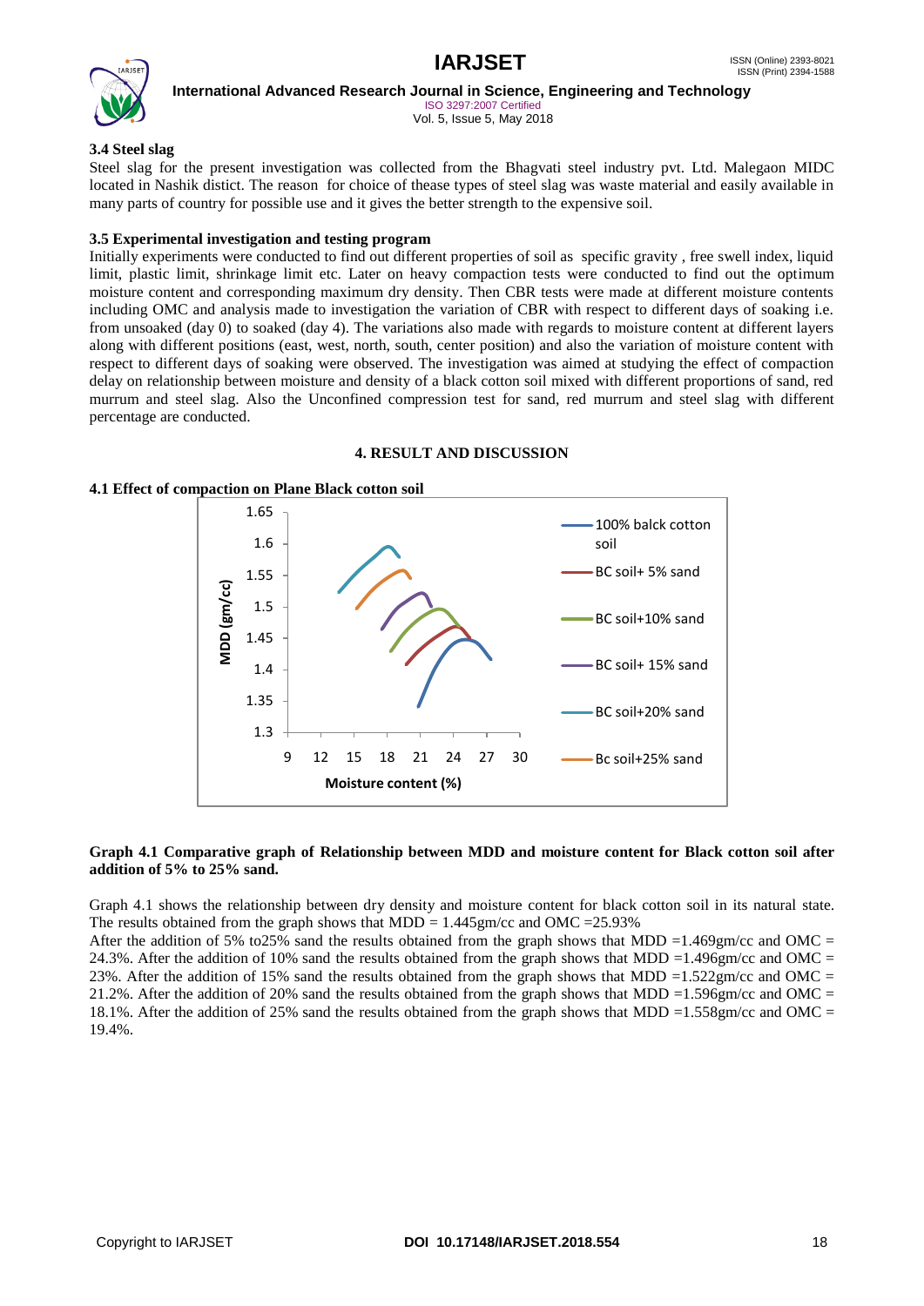### 3.4 Steel slag

Steel slag for the present investigation was collected from the Bhagvati steel industry pvt. Ltd. Malegaon MIDC located in Nashik distict. The reason for choice of thease types of steel slag was waste material and easily available in many parts of country for possible use and it gives the better strength to the expensive soil.

### 3.5 Experimental investigation and testing program

Initially experiments were conducted to find out different properties of soil as specific gravity , free swell index, liquid limit, plastic limit, shrinkage limit etc. Later on heavy compaction tests were conducted to find out the optimum moisture content and corresponding maximum dry density. Then CBR tests were made at different moisture contents including OMC and analysis made to investigation the variation of CBR with respect to different days of soaking i.e. from unsoaked (day 0) to soaked (day 4). The variations also made with regards to moisture content at different layers along with different positions (east, west, north, south, center position) and also the variation of moisture content with respect to different days of soaking were observed. The investigation was aimed at studying the effect of compaction delay on relationship between moisture and density of a black cotton soil mixed with different proportions of sand, red murrum and steel slag. Also the Unconfined compression test for sand, red murrum and steel slag with different percentage are conducted.

## 4. RESULT AND DISCUSSION

### 4.1 Effect of compaction on Plane Black cotton soil

**Graph 4.1 Comparative graph of Relationship between MDD and moisture content for Black cotton soil after addition of 5% to 25% sand.**

Graph 4.1 shows the relationship between dry density and moisture content for black cotton soil in its natural state. The results obtained from the graph shows that MDD = 1.445gm/cc and OMC =25.93%

After the addition of 5% to25% sand the results obtained from the graph shows that MDD =1.469gm/cc and OMC = 24.3%. After the addition of 10% sand the results obtained from the graph shows that MDD =1.496gm/cc and OMC = 23%. After the addition of 15% sand the results obtained from the graph shows that MDD =1.522gm/cc and OMC = 21.2%. After the addition of 20% sand the results obtained from the graph shows that MDD =1.596gm/cc and OMC = 18.1%. After the addition of 25% sand the results obtained from the graph shows that MDD =1.558gm/cc and OMC = 19.4%.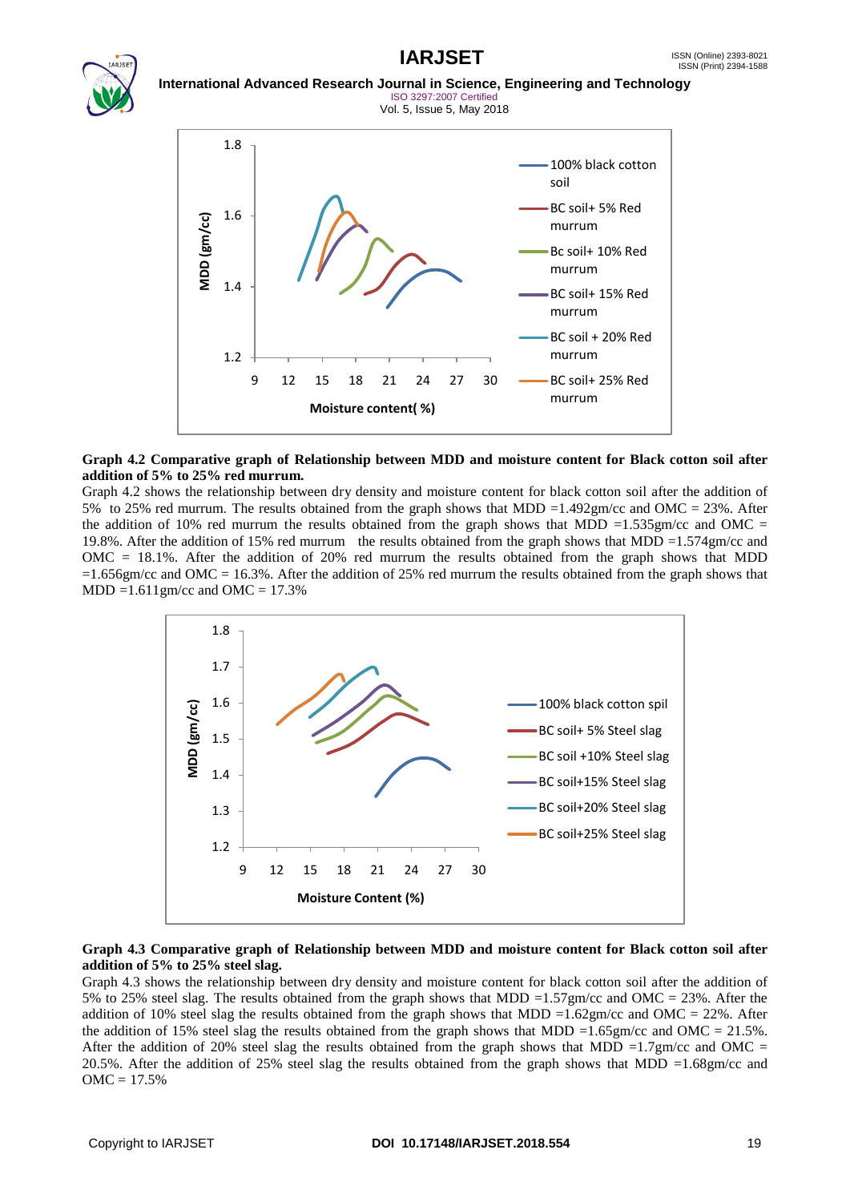**Graph 4.2 Comparative graph of Relationship between MDD and moisture content for Black cotton soil after addition of 5% to 25% red murrum.**

Graph 4.2 shows the relationship between dry density and moisture content for black cotton soil after the addition of 5% to 25% red murrum. The results obtained from the graph shows that MDD =1.492gm/cc and OMC = 23%. After the addition of 10% red murrum the results obtained from the graph shows that MDD =1.535gm/cc and OMC = 19.8%. After the addition of 15% red murrum the results obtained from the graph shows that MDD =1.574gm/cc and OMC = 18.1%. After the addition of 20% red murrum the results obtained from the graph shows that MDD =1.656gm/cc and OMC = 16.3%. After the addition of 25% red murrum the results obtained from the graph shows that MDD =1.611gm/cc and OMC = 17.3%

**Graph 4.3 Comparative graph of Relationship between MDD and moisture content for Black cotton soil after addition of 5% to 25% steel slag.**

Graph 4.3 shows the relationship between dry density and moisture content for black cotton soil after the addition of 5% to 25% steel slag. The results obtained from the graph shows that MDD =1.57gm/cc and OMC = 23%. After the addition of 10% steel slag the results obtained from the graph shows that MDD =1.62gm/cc and OMC = 22%. After the addition of 15% steel slag the results obtained from the graph shows that MDD =1.65gm/cc and OMC = 21.5%. After the addition of 20% steel slag the results obtained from the graph shows that MDD =1.7gm/cc and OMC = 20.5%. After the addition of 25% steel slag the results obtained from the graph shows that MDD =1.68gm/cc and OMC = 17.5%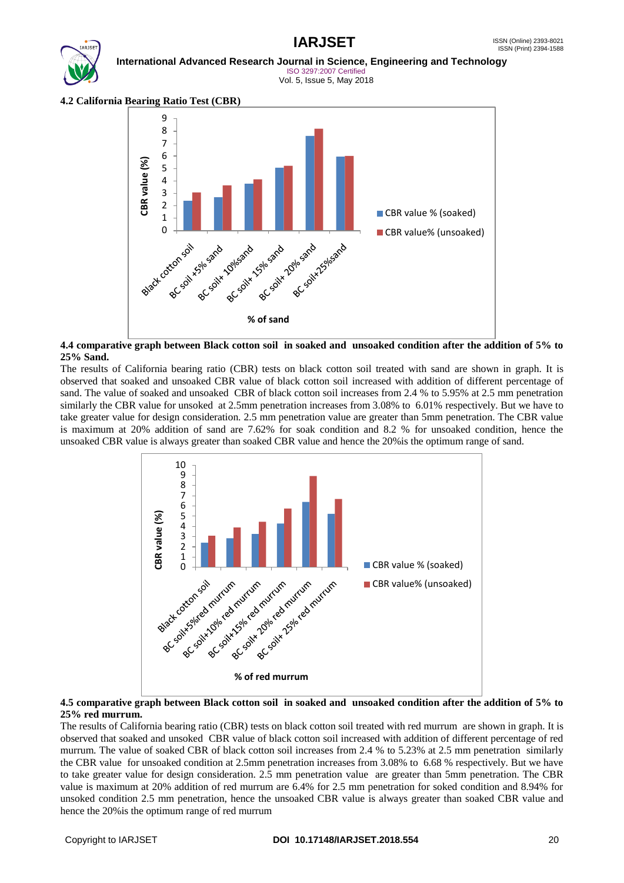### 4.2 California Bearing Ratio Test (CBR)

**4.4 comparative graph between Black cotton soil in soaked and unsoaked condition after the addition of 5% to 25% Sand.**

The results of California bearing ratio (CBR) tests on black cotton soil treated with sand are shown in graph. It is observed that soaked and unsoaked CBR value of black cotton soil increased with addition of different percentage of sand. The value of soaked and unsoaked CBR of black cotton soil increases from 2.4 % to 5.95% at 2.5 mm penetration similarly the CBR value for unsoked at 2.5mm penetration increases from 3.08% to 6.01% respectively. But we have to take greater value for design consideration. 2.5 mm penetration value are greater than 5mm penetration. The CBR value is maximum at 20% addition of sand are 7.62% for soak condition and 8.2 % for unsoaked condition, hence the unsoaked CBR value is always greater than soaked CBR value and hence the 20%is the optimum range of sand.

**4.5 comparative graph between Black cotton soil in soaked and unsoaked condition after the addition of 5% to 25% red murrum.**

The results of California bearing ratio (CBR) tests on black cotton soil treated with red murrum are shown in graph. It is observed that soaked and unsoked CBR value of black cotton soil increased with addition of different percentage of red murrum. The value of soaked CBR of black cotton soil increases from 2.4 % to 5.23% at 2.5 mm penetration similarly the CBR value for unsoaked condition at 2.5mm penetration increases from 3.08% to 6.68 % respectively. But we have to take greater value for design consideration. 2.5 mm penetration value are greater than 5mm penetration. The CBR value is maximum at 20% addition of red murrum are 6.4% for 2.5 mm penetration for soked condition and 8.94% for unsoked condition 2.5 mm penetration, hence the unsoaked CBR value is always greater than soaked CBR value and hence the 20%is the optimum range of red murrum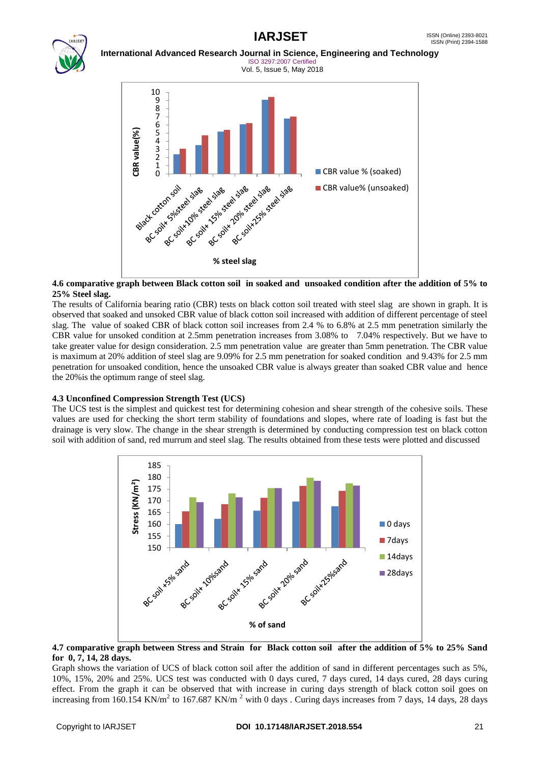**4.6 comparative graph between Black cotton soil in soaked and unsoaked condition after the addition of 5% to 25% Steel slag.**

The results of California bearing ratio (CBR) tests on black cotton soil treated with steel slag are shown in graph. It is observed that soaked and unsoked CBR value of black cotton soil increased with addition of different percentage of steel slag. The value of soaked CBR of black cotton soil increases from 2.4 % to 6.8% at 2.5 mm penetration similarly the CBR value for unsoked condition at 2.5mm penetration increases from 3.08% to 7.04% respectively. But we have to take greater value for design consideration. 2.5 mm penetration value are greater than 5mm penetration. The CBR value is maximum at 20% addition of steel slag are 9.09% for 2.5 mm penetration for soaked condition and 9.43% for 2.5 mm penetration for unsoaked condition, hence the unsoaked CBR value is always greater than soaked CBR value and hence the 20%is the optimum range of steel slag.

**4.3 Unconfined Compression Strength Test (UCS)**

The UCS test is the simplest and quickest test for determining cohesion and shear strength of the cohesive soils. These values are used for checking the short term stability of foundations and slopes, where rate of loading is fast but the drainage is very slow. The change in the shear strength is determined by conducting compression test on black cotton soil with addition of sand, red murrum and steel slag. The results obtained from these tests were plotted and discussed

**4.7 comparative graph between Stress and Strain for Black cotton soil after the addition of 5% to 25% Sand for 0, 7, 14, 28 days.**

Graph shows the variation of UCS of black cotton soil after the addition of sand in different percentages such as 5%, 10%, 15%, 20% and 25%. UCS test was conducted with 0 days cured, 7 days cured, 14 days cured, 28 days curing effect. From the graph it can be observed that with increase in curing days strength of black cotton soil goes on increasing from 160.154 KN/m$^2$ to 167.687 KN/m $^2$ with 0 days . Curing days increases from 7 days, 14 days, 28 days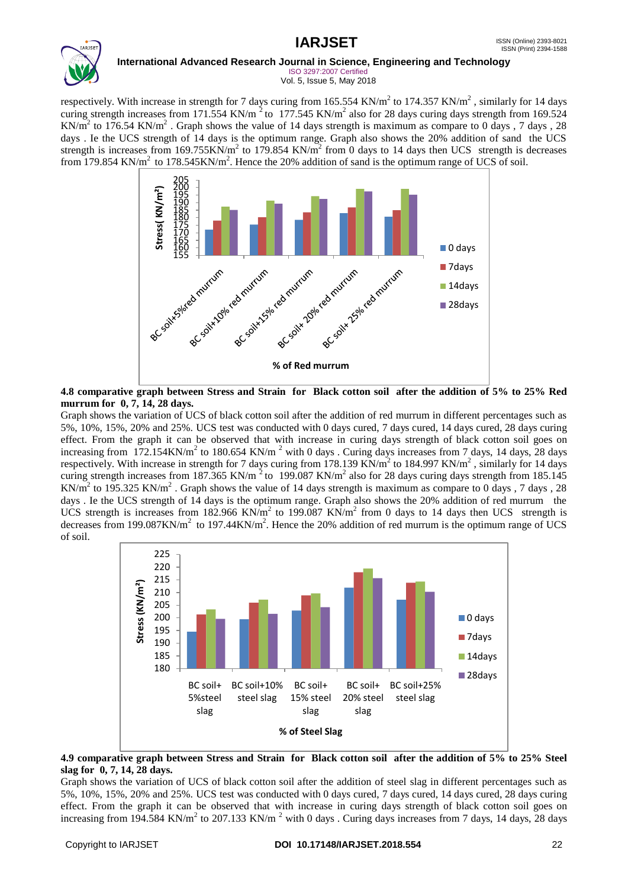respectively. With increase in strength for 7 days curing from 165.554 KN/$m^2$ to 174.357 KN/$m^2$ , similarly for 14 days curing strength increases from 171.554 KN/m $^2$ to 177.545 KN/$m^2$ also for 28 days curing days strength from 169.524 KN/$m^2$ to 176.54 KN/$m^2$ . Graph shows the value of 14 days strength is maximum as compare to 0 days , 7 days , 28 days . Ie the UCS strength of 14 days is the optimum range. Graph also shows the 20% addition of sand the UCS strength is increases from 169.755KN/$m^2$ to 179.854 KN/$m^2$ from 0 days to 14 days then UCS strength is decreases from 179.854 KN/$m^2$ to 178.545KN/$m^2$. Hence the 20% addition of sand is the optimum range of UCS of soil.

**4.8 comparative graph between Stress and Strain for Black cotton soil after the addition of 5% to 25% Red murrum for 0, 7, 14, 28 days.**

Graph shows the variation of UCS of black cotton soil after the addition of red murrum in different percentages such as 5%, 10%, 15%, 20% and 25%. UCS test was conducted with 0 days cured, 7 days cured, 14 days cured, 28 days curing effect. From the graph it can be observed that with increase in curing days strength of black cotton soil goes on increasing from 172.154KN/$m^2$ to 180.654 KN/m $^2$ with 0 days . Curing days increases from 7 days, 14 days, 28 days respectively. With increase in strength for 7 days curing from 178.139 KN/$m^2$ to 184.997 KN/$m^2$ , similarly for 14 days curing strength increases from 187.365 KN/m $^2$ to 199.087 KN/$m^2$ also for 28 days curing days strength from 185.145 KN/$m^2$ to 195.325 KN/$m^2$ . Graph shows the value of 14 days strength is maximum as compare to 0 days , 7 days , 28 days . Ie the UCS strength of 14 days is the optimum range. Graph also shows the 20% addition of red murrum the UCS strength is increases from 182.966 KN/$m^2$ to 199.087 KN/$m^2$ from 0 days to 14 days then UCS strength is decreases from 199.087KN/$m^2$ to 197.44KN/$m^2$. Hence the 20% addition of red murrum is the optimum range of UCS of soil.

**4.9 comparative graph between Stress and Strain for Black cotton soil after the addition of 5% to 25% Steel slag for 0, 7, 14, 28 days.**

Graph shows the variation of UCS of black cotton soil after the addition of steel slag in different percentages such as 5%, 10%, 15%, 20% and 25%. UCS test was conducted with 0 days cured, 7 days cured, 14 days cured, 28 days curing effect. From the graph it can be observed that with increase in curing days strength of black cotton soil goes on increasing from 194.584 KN/$m^2$ to 207.133 KN/m $^2$ with 0 days . Curing days increases from 7 days, 14 days, 28 days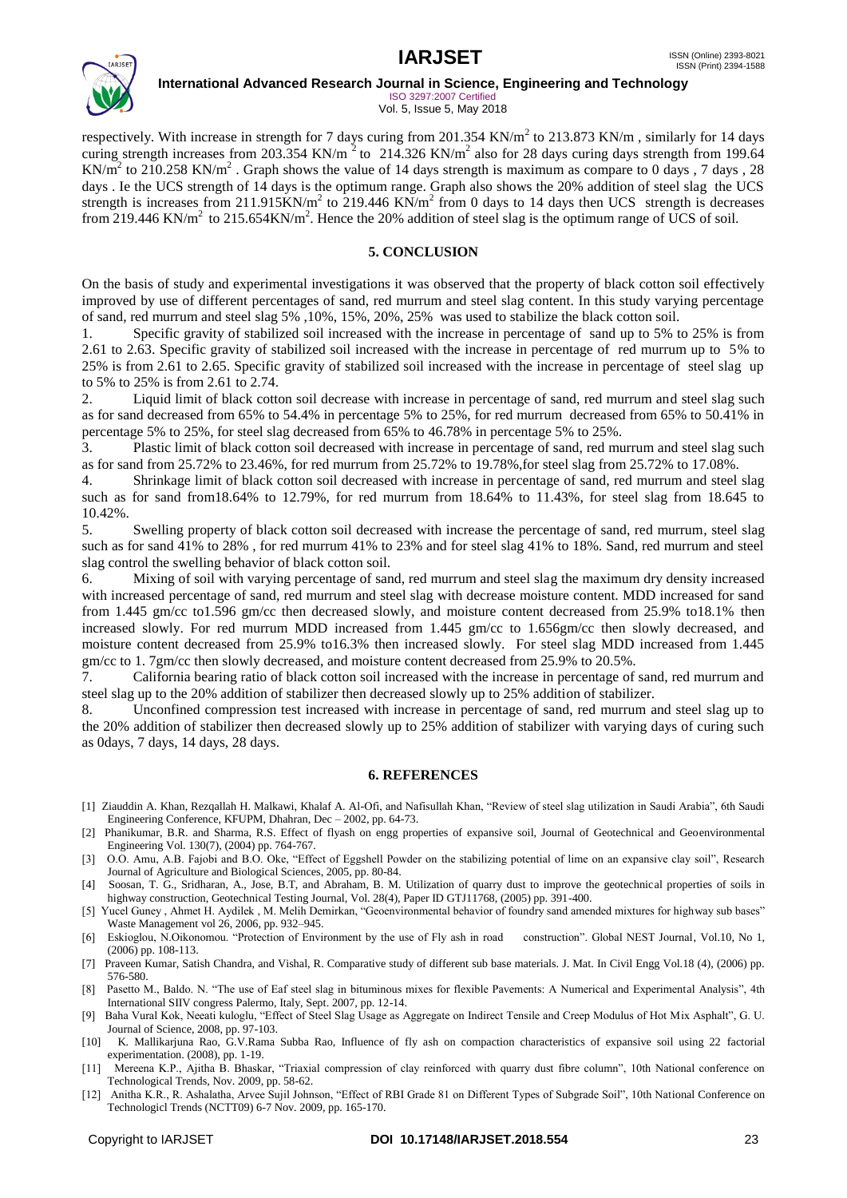respectively. With increase in strength for 7 days curing from 201.354 KN/m$^2$ to 213.873 KN/m , similarly for 14 days curing strength increases from 203.354 KN/m $^2$ to 214.326 KN/m$^2$ also for 28 days curing days strength from 199.64 KN/m$^2$ to 210.258 KN/m$^2$ . Graph shows the value of 14 days strength is maximum as compare to 0 days , 7 days , 28 days . Ie the UCS strength of 14 days is the optimum range. Graph also shows the 20% addition of steel slag the UCS strength is increases from 211.915KN/m$^2$ to 219.446 KN/m$^2$ from 0 days to 14 days then UCS strength is decreases from 219.446 KN/m$^2$ to 215.654KN/m$^2$. Hence the 20% addition of steel slag is the optimum range of UCS of soil.

## 5. CONCLUSION

On the basis of study and experimental investigations it was observed that the property of black cotton soil effectively improved by use of different percentages of sand, red murrum and steel slag content. In this study varying percentage of sand, red murrum and steel slag 5% ,10%, 15%, 20%, 25% was used to stabilize the black cotton soil.

1. Specific gravity of stabilized soil increased with the increase in percentage of sand up to 5% to 25% is from 2.61 to 2.63. Specific gravity of stabilized soil increased with the increase in percentage of red murrum up to 5% to 25% is from 2.61 to 2.65. Specific gravity of stabilized soil increased with the increase in percentage of steel slag up to 5% to 25% is from 2.61 to 2.74.
2. Liquid limit of black cotton soil decrease with increase in percentage of sand, red murrum and steel slag such as for sand decreased from 65% to 54.4% in percentage 5% to 25%, for red murrum decreased from 65% to 50.41% in percentage 5% to 25%, for steel slag decreased from 65% to 46.78% in percentage 5% to 25%.
3. Plastic limit of black cotton soil decreased with increase in percentage of sand, red murrum and steel slag such as for sand from 25.72% to 23.46%, for red murrum from 25.72% to 19.78%,for steel slag from 25.72% to 17.08%.
4. Shrinkage limit of black cotton soil decreased with increase in percentage of sand, red murrum and steel slag such as for sand from18.64% to 12.79%, for red murrum from 18.64% to 11.43%, for steel slag from 18.645 to 10.42%.
5. Swelling property of black cotton soil decreased with increase the percentage of sand, red murrum, steel slag such as for sand 41% to 28% , for red murrum 41% to 23% and for steel slag 41% to 18%. Sand, red murrum and steel slag control the swelling behavior of black cotton soil.
6. Mixing of soil with varying percentage of sand, red murrum and steel slag the maximum dry density increased with increased percentage of sand, red murrum and steel slag with decrease moisture content. MDD increased for sand from 1.445 gm/cc to1.596 gm/cc then decreased slowly, and moisture content decreased from 25.9% to18.1% then increased slowly. For red murrum MDD increased from 1.445 gm/cc to 1.656gm/cc then slowly decreased, and moisture content decreased from 25.9% to16.3% then increased slowly. For steel slag MDD increased from 1.445 gm/cc to 1. 7gm/cc then slowly decreased, and moisture content decreased from 25.9% to 20.5%.
7. California bearing ratio of black cotton soil increased with the increase in percentage of sand, red murrum and steel slag up to the 20% addition of stabilizer then decreased slowly up to 25% addition of stabilizer.
8. Unconfined compression test increased with increase in percentage of sand, red murrum and steel slag up to the 20% addition of stabilizer then decreased slowly up to 25% addition of stabilizer with varying days of curing such as 0days, 7 days, 14 days, 28 days.

## 6. REFERENCES

[1] Ziauddin A. Khan, Rezqallah H. Malkawi, Khalaf A. Al-Ofi, and Nafisullah Khan, "Review of steel slag utilization in Saudi Arabia", 6th Saudi Engineering Conference, KFUPM, Dhahran, Dec – 2002, pp. 64-73.

[2] Phanikumar, B.R. and Sharma, R.S. Effect of flyash on engg properties of expansive soil, Journal of Geotechnical and Geoenvironmental Engineering Vol. 130(7), (2004) pp. 764-767.

[3] O.O. Amu, A.B. Fajobi and B.O. Oke, "Effect of Eggshell Powder on the stabilizing potential of lime on an expansive clay soil", Research Journal of Agriculture and Biological Sciences, 2005, pp. 80-84.

[4] Soosan, T. G., Sridharan, A., Jose, B.T, and Abraham, B. M. Utilization of quarry dust to improve the geotechnical properties of soils in highway construction, Geotechnical Testing Journal, Vol. 28(4), Paper ID GTJ11768, (2005) pp. 391-400.

[5] Yucel Guney , Ahmet H. Aydilek , M. Melih Demirkan, "Geoenvironmental behavior of foundry sand amended mixtures for highway sub bases" Waste Management vol 26, 2006, pp. 932–945.

[6] Eskioglou, N.Oikonomou. "Protection of Environment by the use of Fly ash in road construction". Global NEST Journal, Vol.10, No 1, (2006) pp. 108-113.

[7] Praveen Kumar, Satish Chandra, and Vishal, R. Comparative study of different sub base materials. J. Mat. In Civil Engg Vol.18 (4), (2006) pp. 576-580.

[8] Pasetto M., Baldo. N. "The use of Eaf steel slag in bituminous mixes for flexible Pavements: A Numerical and Experimental Analysis", 4th International SIIV congress Palermo, Italy, Sept. 2007, pp. 12-14.

[9] Baha Vural Kok, Neeati kuloglu, "Effect of Steel Slag Usage as Aggregate on Indirect Tensile and Creep Modulus of Hot Mix Asphalt", G. U. Journal of Science, 2008, pp. 97-103.

[10] K. Mallikarjuna Rao, G.V.Rama Subba Rao, Influence of fly ash on compaction characteristics of expansive soil using 22 factorial experimentation. (2008), pp. 1-19.

[11] Mereena K.P., Ajitha B. Bhaskar, "Triaxial compression of clay reinforced with quarry dust fibre column", 10th National conference on Technological Trends, Nov. 2009, pp. 58-62.

[12] Anitha K.R., R. Ashalatha, Arvee Sujil Johnson, "Effect of RBI Grade 81 on Different Types of Subgrade Soil", 10th National Conference on Technologicl Trends (NCTT09) 6-7 Nov. 2009, pp. 165-170.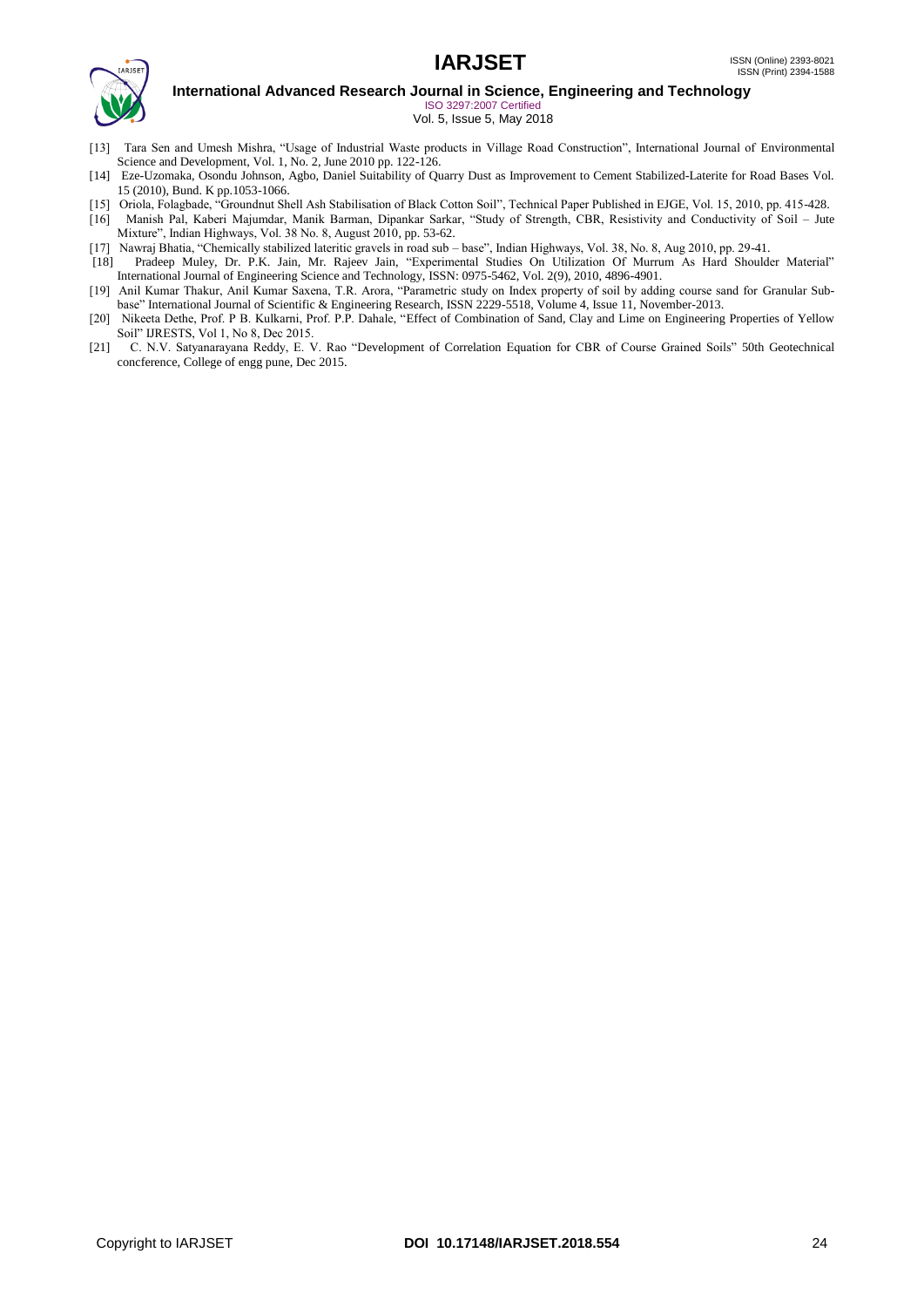[13] Tara Sen and Umesh Mishra, "Usage of Industrial Waste products in Village Road Construction", International Journal of Environmental Science and Development, Vol. 1, No. 2, June 2010 pp. 122-126.

[14] Eze-Uzomaka, Osondu Johnson, Agbo, Daniel Suitability of Quarry Dust as Improvement to Cement Stabilized-Laterite for Road Bases Vol. 15 (2010), Bund. K pp.1053-1066.

[15] Oriola, Folagbade, "Groundnut Shell Ash Stabilisation of Black Cotton Soil", Technical Paper Published in EJGE, Vol. 15, 2010, pp. 415-428.

[16] Manish Pal, Kaberi Majumdar, Manik Barman, Dipankar Sarkar, "Study of Strength, CBR, Resistivity and Conductivity of Soil – Jute Mixture", Indian Highways, Vol. 38 No. 8, August 2010, pp. 53-62.

[17] Nawraj Bhatia, "Chemically stabilized lateritic gravels in road sub – base", Indian Highways, Vol. 38, No. 8, Aug 2010, pp. 29-41.

[18] Pradeep Muley, Dr. P.K. Jain, Mr. Rajeev Jain, "Experimental Studies On Utilization Of Murrum As Hard Shoulder Material" International Journal of Engineering Science and Technology, ISSN: 0975-5462, Vol. 2(9), 2010, 4896-4901.

[19] Anil Kumar Thakur, Anil Kumar Saxena, T.R. Arora, "Parametric study on Index property of soil by adding course sand for Granular Sub-base" International Journal of Scientific & Engineering Research, ISSN 2229-5518, Volume 4, Issue 11, November-2013.

[20] Nikeeta Dethe, Prof. P B. Kulkarni, Prof. P.P. Dahale, "Effect of Combination of Sand, Clay and Lime on Engineering Properties of Yellow Soil" IJRESTS, Vol 1, No 8, Dec 2015.

[21] C. N.V. Satyanarayana Reddy, E. V. Rao "Development of Correlation Equation for CBR of Course Grained Soils" 50th Geotechnical concference, College of engg pune, Dec 2015.